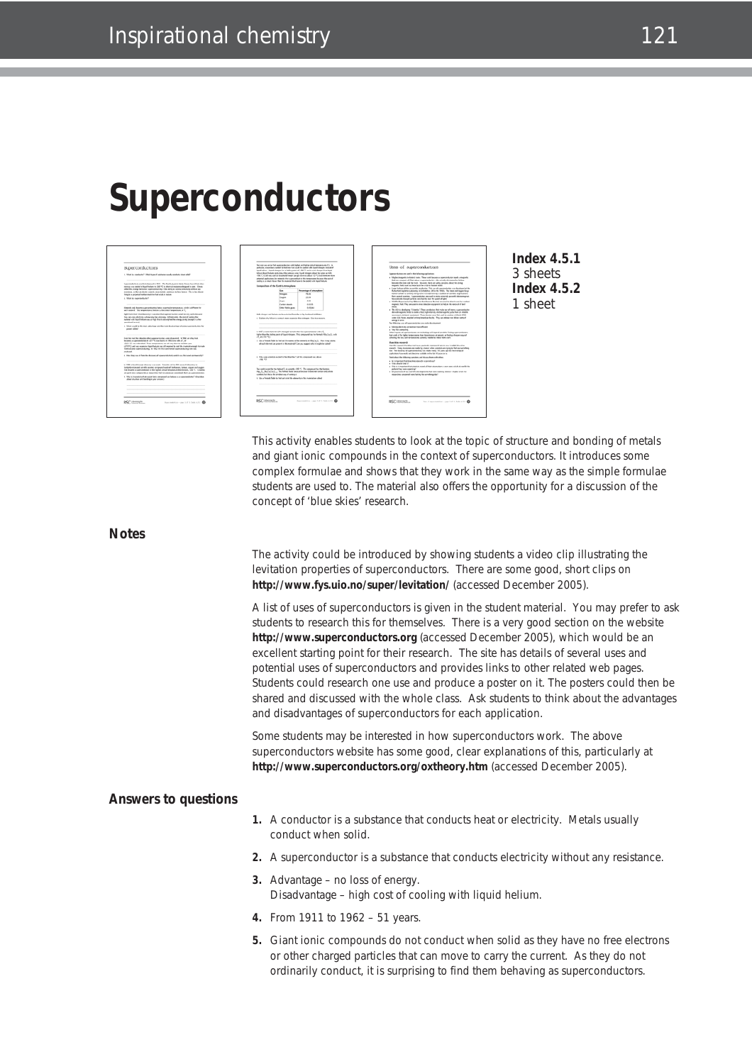# Superconductors

**Index 4.5.1**
3 sheets
**Index 4.5.2**
1 sheet

This activity enables students to look at the topic of structure and bonding of metals and giant ionic compounds in the context of superconductors. It introduces some complex formulae and shows that they work in the same way as the simple formulae students are used to. The material also offers the opportunity for a discussion of the concept of 'blue skies' research.

## Notes

The activity could be introduced by showing students a video clip illustrating the levitation properties of superconductors. There are some good, short clips on **http://www.fys.uio.no/super/levitation/** (accessed December 2005).

A list of uses of superconductors is given in the student material. You may prefer to ask students to research this for themselves. There is a very good section on the website **http://www.superconductors.org** (accessed December 2005), which would be an excellent starting point for their research. The site has details of several uses and potential uses of superconductors and provides links to other related web pages. Students could research one use and produce a poster on it. The posters could then be shared and discussed with the whole class. Ask students to think about the advantages and disadvantages of superconductors for each application.

Some students may be interested in how superconductors work. The above superconductors website has some good, clear explanations of this, particularly at **http://www.superconductors.org/oxtheory.htm** (accessed December 2005).

## Answers to questions

1. A conductor is a substance that conducts heat or electricity. Metals usually conduct when solid.
2. A superconductor is a substance that conducts electricity without any resistance.
3. Advantage – no loss of energy.
   Disadvantage – high cost of cooling with liquid helium.
4. From 1911 to 1962 – 51 years.
5. Giant ionic compounds do not conduct when solid as they have no free electrons or other charged particles that can move to carry the current. As they do not ordinarily conduct, it is surprising to find them behaving as superconductors.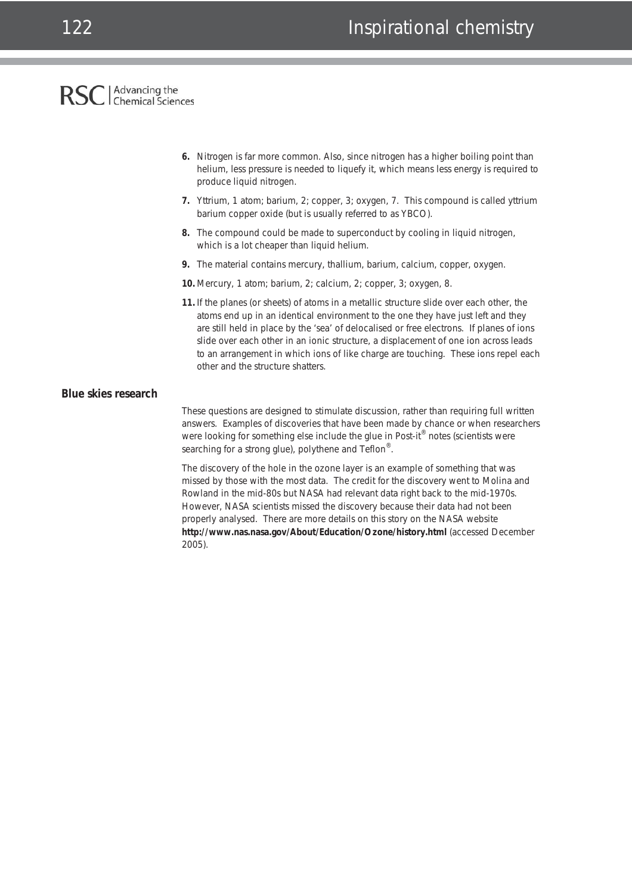6. Nitrogen is far more common. Also, since nitrogen has a higher boiling point than helium, less pressure is needed to liquefy it, which means less energy is required to produce liquid nitrogen.

7. Yttrium, 1 atom; barium, 2; copper, 3; oxygen, 7. This compound is called yttrium barium copper oxide (but is usually referred to as YBCO).

8. The compound could be made to superconduct by cooling in liquid nitrogen, which is a lot cheaper than liquid helium.

9. The material contains mercury, thallium, barium, calcium, copper, oxygen.

10. Mercury, 1 atom; barium, 2; calcium, 2; copper, 3; oxygen, 8.

11. If the planes (or sheets) of atoms in a metallic structure slide over each other, the atoms end up in an identical environment to the one they have just left and they are still held in place by the 'sea' of delocalised or free electrons. If planes of ions slide over each other in an ionic structure, a displacement of one ion across leads to an arrangement in which ions of like charge are touching. These ions repel each other and the structure shatters.

## Blue skies research

These questions are designed to stimulate discussion, rather than requiring full written answers. Examples of discoveries that have been made by chance or when researchers were looking for something else include the glue in Post-it® notes (scientists were searching for a strong glue), polythene and Teflon®.

The discovery of the hole in the ozone layer is an example of something that was missed by those with the most data. The credit for the discovery went to Molina and Rowland in the mid-80s but NASA had relevant data right back to the mid-1970s. However, NASA scientists missed the discovery because their data had not been properly analysed. There are more details on this story on the NASA website **http://www.nas.nasa.gov/About/Education/Ozone/history.html** (accessed December 2005).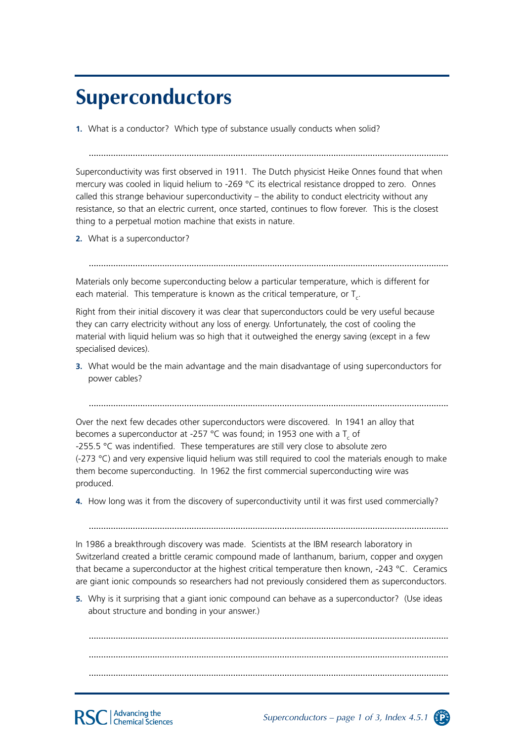# Superconductors

**1.** What is a conductor? Which type of substance usually conducts when solid?

..........................................................................................................................................

Superconductivity was first observed in 1911. The Dutch physicist Heike Onnes found that when mercury was cooled in liquid helium to -269 °C its electrical resistance dropped to zero. Onnes called this strange behaviour superconductivity – the ability to conduct electricity without any resistance, so that an electric current, once started, continues to flow forever. This is the closest thing to a perpetual motion machine that exists in nature.

**2.** What is a superconductor?

..........................................................................................................................................

Materials only become superconducting below a particular temperature, which is different for each material. This temperature is known as the critical temperature, or $T_c$.

Right from their initial discovery it was clear that superconductors could be very useful because they can carry electricity without any loss of energy. Unfortunately, the cost of cooling the material with liquid helium was so high that it outweighed the energy saving (except in a few specialised devices).

**3.** What would be the main advantage and the main disadvantage of using superconductors for power cables?

..........................................................................................................................................

Over the next few decades other superconductors were discovered. In 1941 an alloy that becomes a superconductor at -257 °C was found; in 1953 one with a $T_c$ of -255.5 °C was indentified. These temperatures are still very close to absolute zero (-273 °C) and very expensive liquid helium was still required to cool the materials enough to make them become superconducting. In 1962 the first commercial superconducting wire was produced.

**4.** How long was it from the discovery of superconductivity until it was first used commercially?

..........................................................................................................................................

In 1986 a breakthrough discovery was made. Scientists at the IBM research laboratory in Switzerland created a brittle ceramic compound made of lanthanum, barium, copper and oxygen that became a superconductor at the highest critical temperature then known, -243 °C. Ceramics are giant ionic compounds so researchers had not previously considered them as superconductors.

**5.** Why is it surprising that a giant ionic compound can behave as a superconductor? (Use ideas about structure and bonding in your answer.)

..........................................................................................................................................

..........................................................................................................................................

..........................................................................................................................................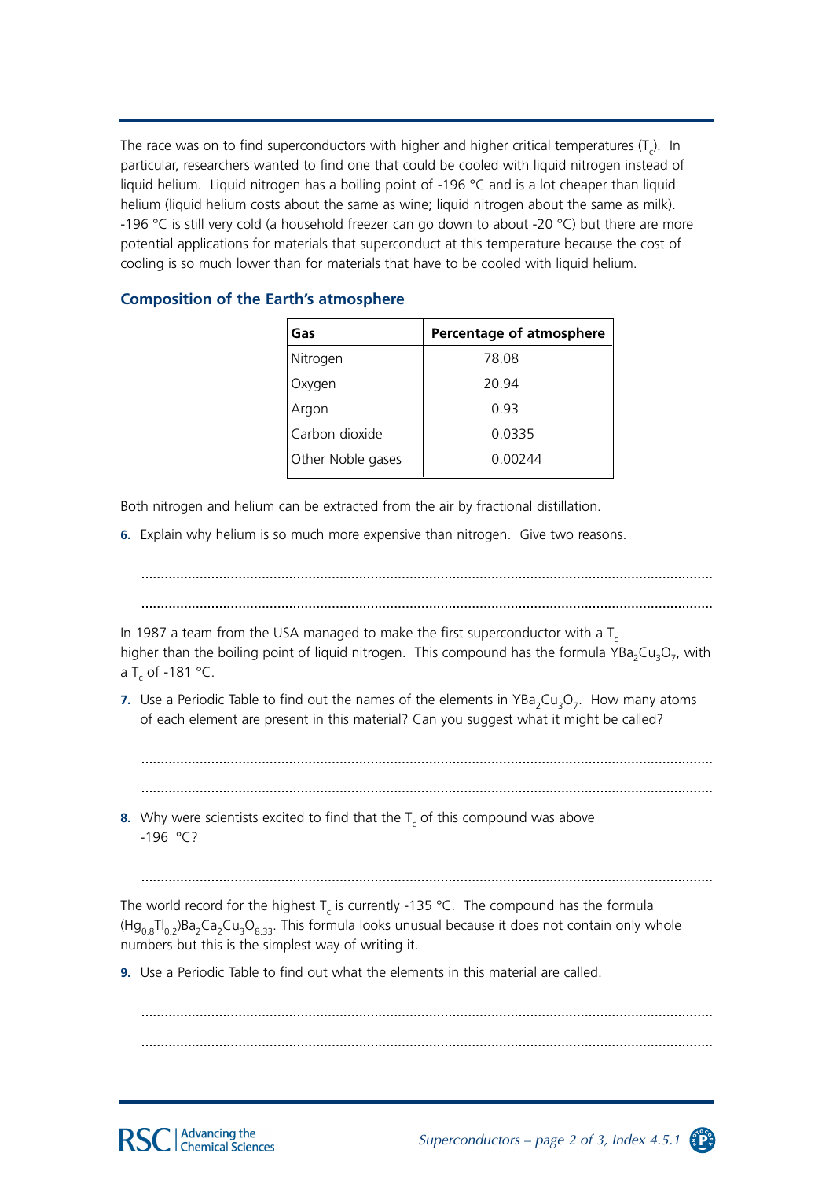The race was on to find superconductors with higher and higher critical temperatures ($T_c$). In particular, researchers wanted to find one that could be cooled with liquid nitrogen instead of liquid helium. Liquid nitrogen has a boiling point of -196 °C and is a lot cheaper than liquid helium (liquid helium costs about the same as wine; liquid nitrogen about the same as milk). -196 °C is still very cold (a household freezer can go down to about -20 °C) but there are more potential applications for materials that superconduct at this temperature because the cost of cooling is so much lower than for materials that have to be cooled with liquid helium.

### Composition of the Earth's atmosphere

| Gas | Percentage of atmosphere |
|---|---|
| Nitrogen | 78.08 |
| Oxygen | 20.94 |
| Argon | 0.93 |
| Carbon dioxide | 0.0335 |
| Other Noble gases | 0.00244 |

Both nitrogen and helium can be extracted from the air by fractional distillation.

**6.** Explain why helium is so much more expensive than nitrogen. Give two reasons.

..........................................................................................................................................

..........................................................................................................................................

In 1987 a team from the USA managed to make the first superconductor with a $T_c$ higher than the boiling point of liquid nitrogen. This compound has the formula $YBa_2Cu_3O_7$, with a $T_c$ of -181 °C.

**7.** Use a Periodic Table to find out the names of the elements in $YBa_2Cu_3O_7$. How many atoms of each element are present in this material? Can you suggest what it might be called?

..........................................................................................................................................

..........................................................................................................................................

**8.** Why were scientists excited to find that the $T_c$ of this compound was above -196 °C?

..........................................................................................................................................

The world record for the highest $T_c$ is currently -135 °C. The compound has the formula $(Hg_{0.8}Tl_{0.2})Ba_2Ca_2Cu_3O_{8.33}$. This formula looks unusual because it does not contain only whole numbers but this is the simplest way of writing it.

**9.** Use a Periodic Table to find out what the elements in this material are called.

..........................................................................................................................................

..........................................................................................................................................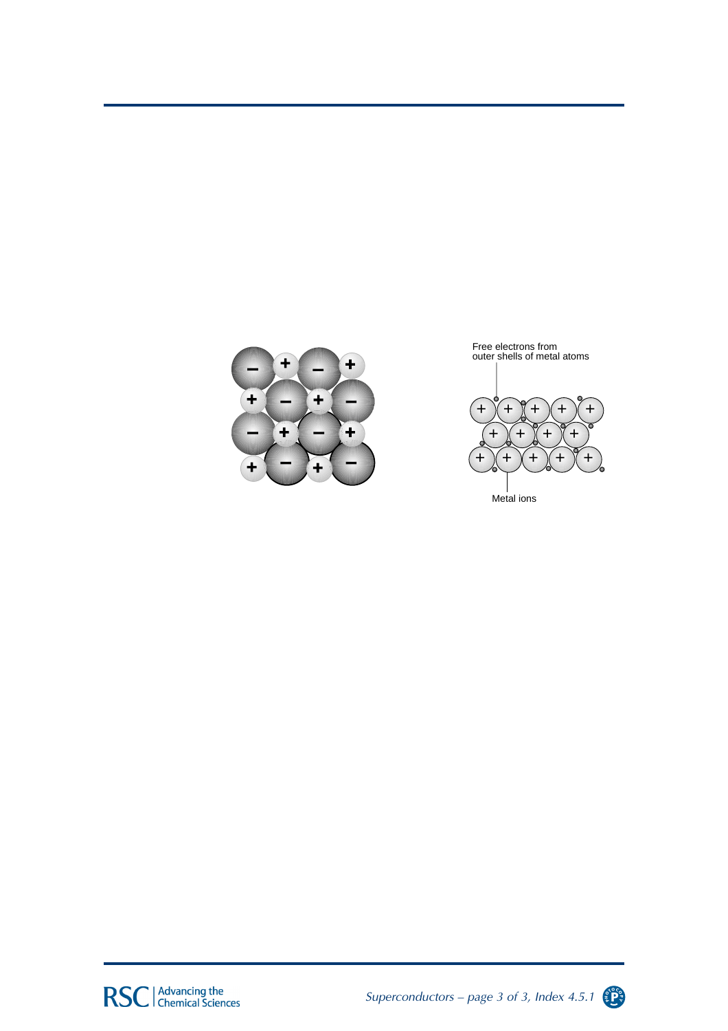Free electrons from outer shells of metal atoms

Metal ions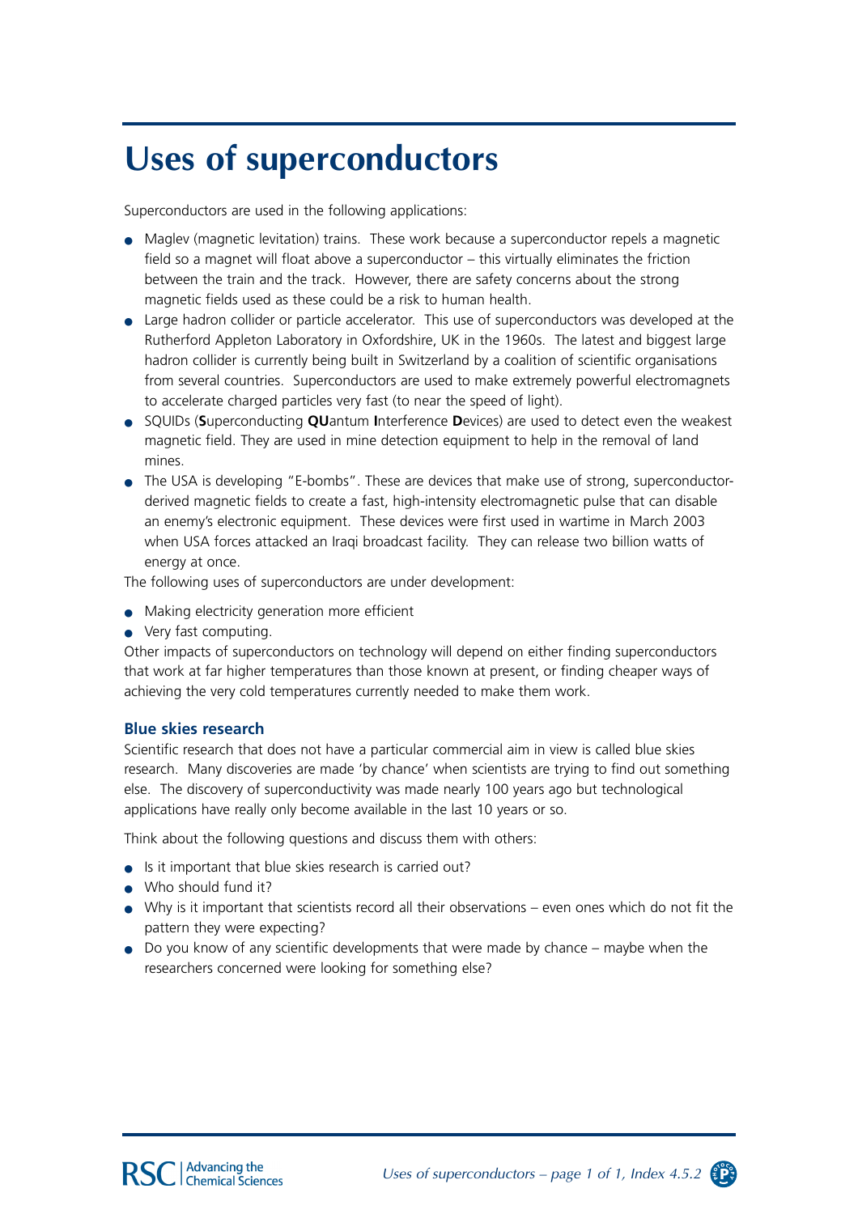# Uses of superconductors

Superconductors are used in the following applications:

- Maglev (magnetic levitation) trains. These work because a superconductor repels a magnetic field so a magnet will float above a superconductor – this virtually eliminates the friction between the train and the track. However, there are safety concerns about the strong magnetic fields used as these could be a risk to human health.
- Large hadron collider or particle accelerator. This use of superconductors was developed at the Rutherford Appleton Laboratory in Oxfordshire, UK in the 1960s. The latest and biggest large hadron collider is currently being built in Switzerland by a coalition of scientific organisations from several countries. Superconductors are used to make extremely powerful electromagnets to accelerate charged particles very fast (to near the speed of light).
- SQUIDs (**S**uperconducting **QU**antum **I**nterference **D**evices) are used to detect even the weakest magnetic field. They are used in mine detection equipment to help in the removal of land mines.
- The USA is developing "E-bombs". These are devices that make use of strong, superconductor-derived magnetic fields to create a fast, high-intensity electromagnetic pulse that can disable an enemy's electronic equipment. These devices were first used in wartime in March 2003 when USA forces attacked an Iraqi broadcast facility. They can release two billion watts of energy at once.

The following uses of superconductors are under development:

- Making electricity generation more efficient
- Very fast computing.

Other impacts of superconductors on technology will depend on either finding superconductors that work at far higher temperatures than those known at present, or finding cheaper ways of achieving the very cold temperatures currently needed to make them work.

### Blue skies research

Scientific research that does not have a particular commercial aim in view is called blue skies research. Many discoveries are made 'by chance' when scientists are trying to find out something else. The discovery of superconductivity was made nearly 100 years ago but technological applications have really only become available in the last 10 years or so.

Think about the following questions and discuss them with others:

- Is it important that blue skies research is carried out?
- Who should fund it?
- Why is it important that scientists record all their observations – even ones which do not fit the pattern they were expecting?
- Do you know of any scientific developments that were made by chance – maybe when the researchers concerned were looking for something else?